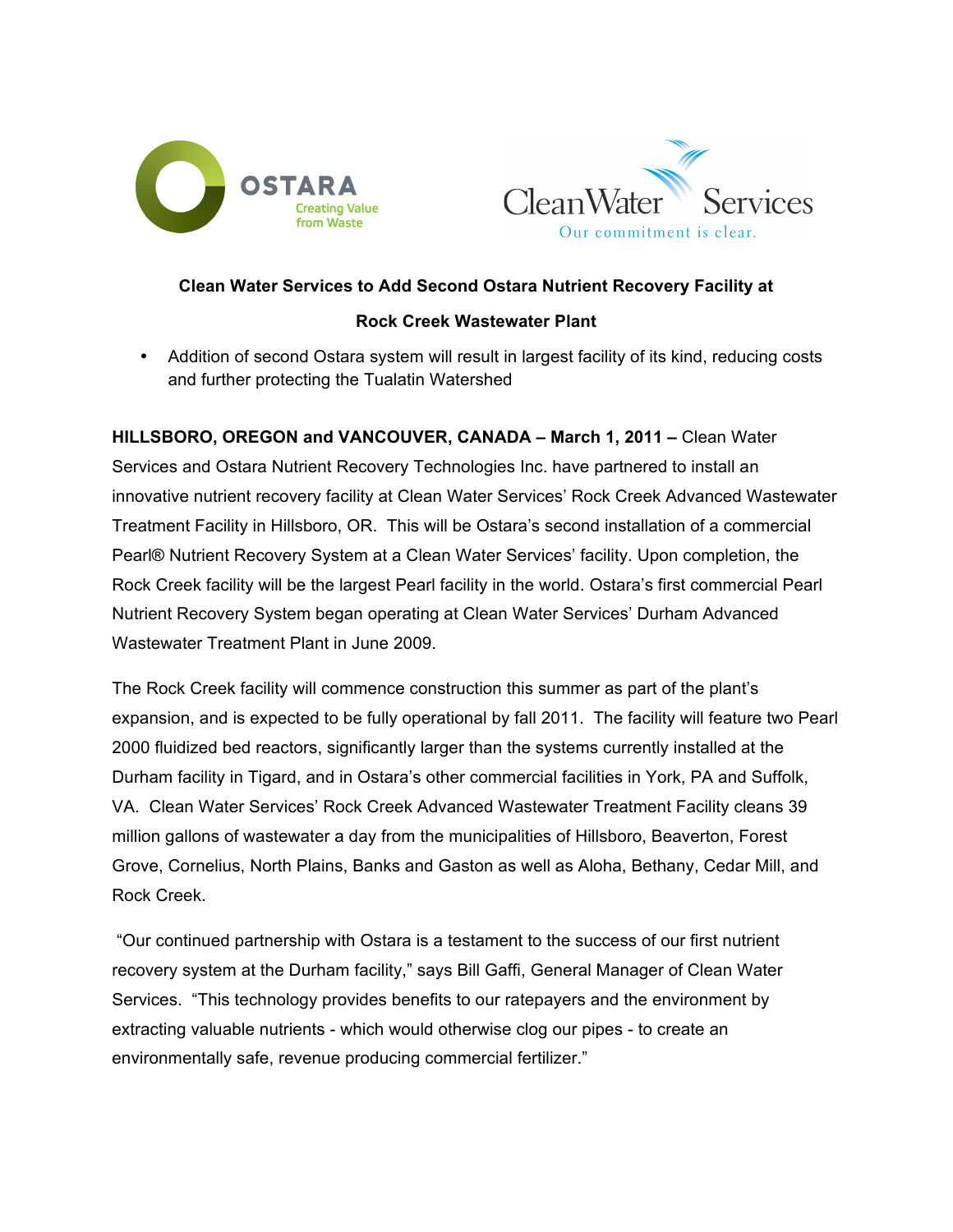OSTARA
Creating Value from Waste

Clean Water Services
Our commitment is clear.

## Clean Water Services to Add Second Ostara Nutrient Recovery Facility at Rock Creek Wastewater Plant

- Addition of second Ostara system will result in largest facility of its kind, reducing costs and further protecting the Tualatin Watershed

**HILLSBORO, OREGON and VANCOUVER, CANADA – March 1, 2011 –** Clean Water Services and Ostara Nutrient Recovery Technologies Inc. have partnered to install an innovative nutrient recovery facility at Clean Water Services' Rock Creek Advanced Wastewater Treatment Facility in Hillsboro, OR. This will be Ostara's second installation of a commercial Pearl® Nutrient Recovery System at a Clean Water Services' facility. Upon completion, the Rock Creek facility will be the largest Pearl facility in the world. Ostara's first commercial Pearl Nutrient Recovery System began operating at Clean Water Services' Durham Advanced Wastewater Treatment Plant in June 2009.

The Rock Creek facility will commence construction this summer as part of the plant's expansion, and is expected to be fully operational by fall 2011. The facility will feature two Pearl 2000 fluidized bed reactors, significantly larger than the systems currently installed at the Durham facility in Tigard, and in Ostara's other commercial facilities in York, PA and Suffolk, VA. Clean Water Services' Rock Creek Advanced Wastewater Treatment Facility cleans 39 million gallons of wastewater a day from the municipalities of Hillsboro, Beaverton, Forest Grove, Cornelius, North Plains, Banks and Gaston as well as Aloha, Bethany, Cedar Mill, and Rock Creek.

"Our continued partnership with Ostara is a testament to the success of our first nutrient recovery system at the Durham facility," says Bill Gaffi, General Manager of Clean Water Services. "This technology provides benefits to our ratepayers and the environment by extracting valuable nutrients - which would otherwise clog our pipes - to create an environmentally safe, revenue producing commercial fertilizer."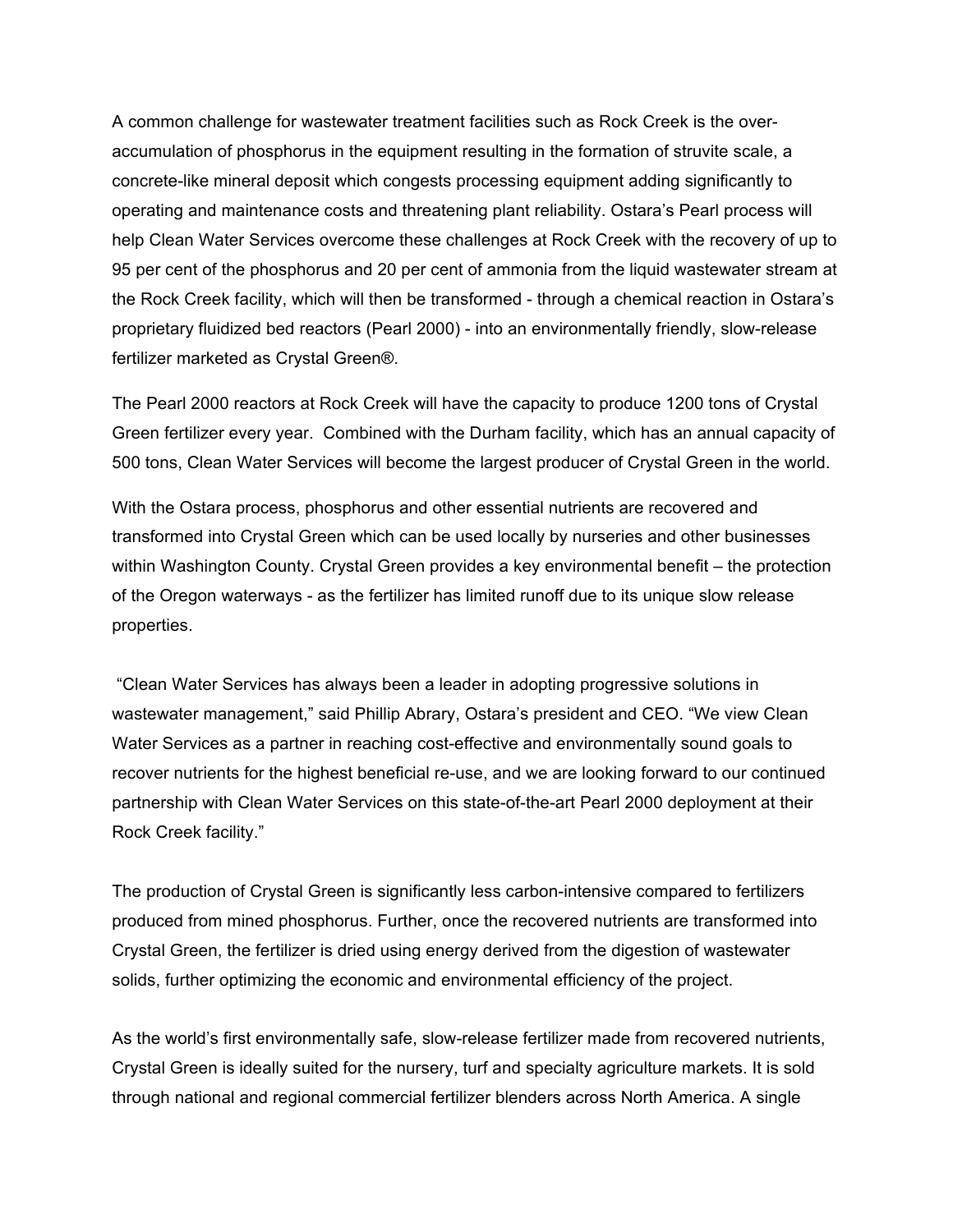A common challenge for wastewater treatment facilities such as Rock Creek is the over-accumulation of phosphorus in the equipment resulting in the formation of struvite scale, a concrete-like mineral deposit which congests processing equipment adding significantly to operating and maintenance costs and threatening plant reliability. Ostara's Pearl process will help Clean Water Services overcome these challenges at Rock Creek with the recovery of up to 95 per cent of the phosphorus and 20 per cent of ammonia from the liquid wastewater stream at the Rock Creek facility, which will then be transformed - through a chemical reaction in Ostara's proprietary fluidized bed reactors (Pearl 2000) - into an environmentally friendly, slow-release fertilizer marketed as Crystal Green®.

The Pearl 2000 reactors at Rock Creek will have the capacity to produce 1200 tons of Crystal Green fertilizer every year. Combined with the Durham facility, which has an annual capacity of 500 tons, Clean Water Services will become the largest producer of Crystal Green in the world.

With the Ostara process, phosphorus and other essential nutrients are recovered and transformed into Crystal Green which can be used locally by nurseries and other businesses within Washington County. Crystal Green provides a key environmental benefit – the protection of the Oregon waterways - as the fertilizer has limited runoff due to its unique slow release properties.

"Clean Water Services has always been a leader in adopting progressive solutions in wastewater management," said Phillip Abrary, Ostara's president and CEO. "We view Clean Water Services as a partner in reaching cost-effective and environmentally sound goals to recover nutrients for the highest beneficial re-use, and we are looking forward to our continued partnership with Clean Water Services on this state-of-the-art Pearl 2000 deployment at their Rock Creek facility."

The production of Crystal Green is significantly less carbon-intensive compared to fertilizers produced from mined phosphorus. Further, once the recovered nutrients are transformed into Crystal Green, the fertilizer is dried using energy derived from the digestion of wastewater solids, further optimizing the economic and environmental efficiency of the project.

As the world's first environmentally safe, slow-release fertilizer made from recovered nutrients, Crystal Green is ideally suited for the nursery, turf and specialty agriculture markets. It is sold through national and regional commercial fertilizer blenders across North America. A single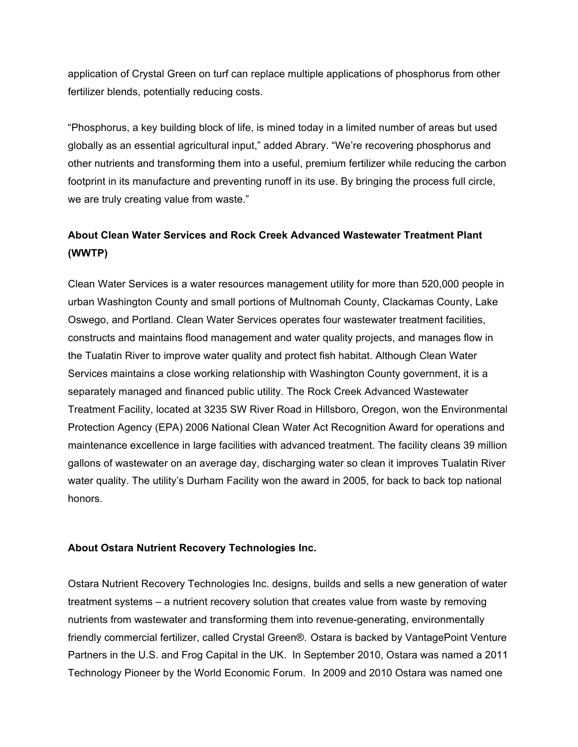application of Crystal Green on turf can replace multiple applications of phosphorus from other fertilizer blends, potentially reducing costs.

"Phosphorus, a key building block of life, is mined today in a limited number of areas but used globally as an essential agricultural input," added Abrary. "We're recovering phosphorus and other nutrients and transforming them into a useful, premium fertilizer while reducing the carbon footprint in its manufacture and preventing runoff in its use. By bringing the process full circle, we are truly creating value from waste."

**About Clean Water Services and Rock Creek Advanced Wastewater Treatment Plant (WWTP)**

Clean Water Services is a water resources management utility for more than 520,000 people in urban Washington County and small portions of Multnomah County, Clackamas County, Lake Oswego, and Portland. Clean Water Services operates four wastewater treatment facilities, constructs and maintains flood management and water quality projects, and manages flow in the Tualatin River to improve water quality and protect fish habitat. Although Clean Water Services maintains a close working relationship with Washington County government, it is a separately managed and financed public utility. The Rock Creek Advanced Wastewater Treatment Facility, located at 3235 SW River Road in Hillsboro, Oregon, won the Environmental Protection Agency (EPA) 2006 National Clean Water Act Recognition Award for operations and maintenance excellence in large facilities with advanced treatment. The facility cleans 39 million gallons of wastewater on an average day, discharging water so clean it improves Tualatin River water quality. The utility's Durham Facility won the award in 2005, for back to back top national honors.

**About Ostara Nutrient Recovery Technologies Inc.**

Ostara Nutrient Recovery Technologies Inc. designs, builds and sells a new generation of water treatment systems – a nutrient recovery solution that creates value from waste by removing nutrients from wastewater and transforming them into revenue-generating, environmentally friendly commercial fertilizer, called Crystal Green®. Ostara is backed by VantagePoint Venture Partners in the U.S. and Frog Capital in the UK. In September 2010, Ostara was named a 2011 Technology Pioneer by the World Economic Forum. In 2009 and 2010 Ostara was named one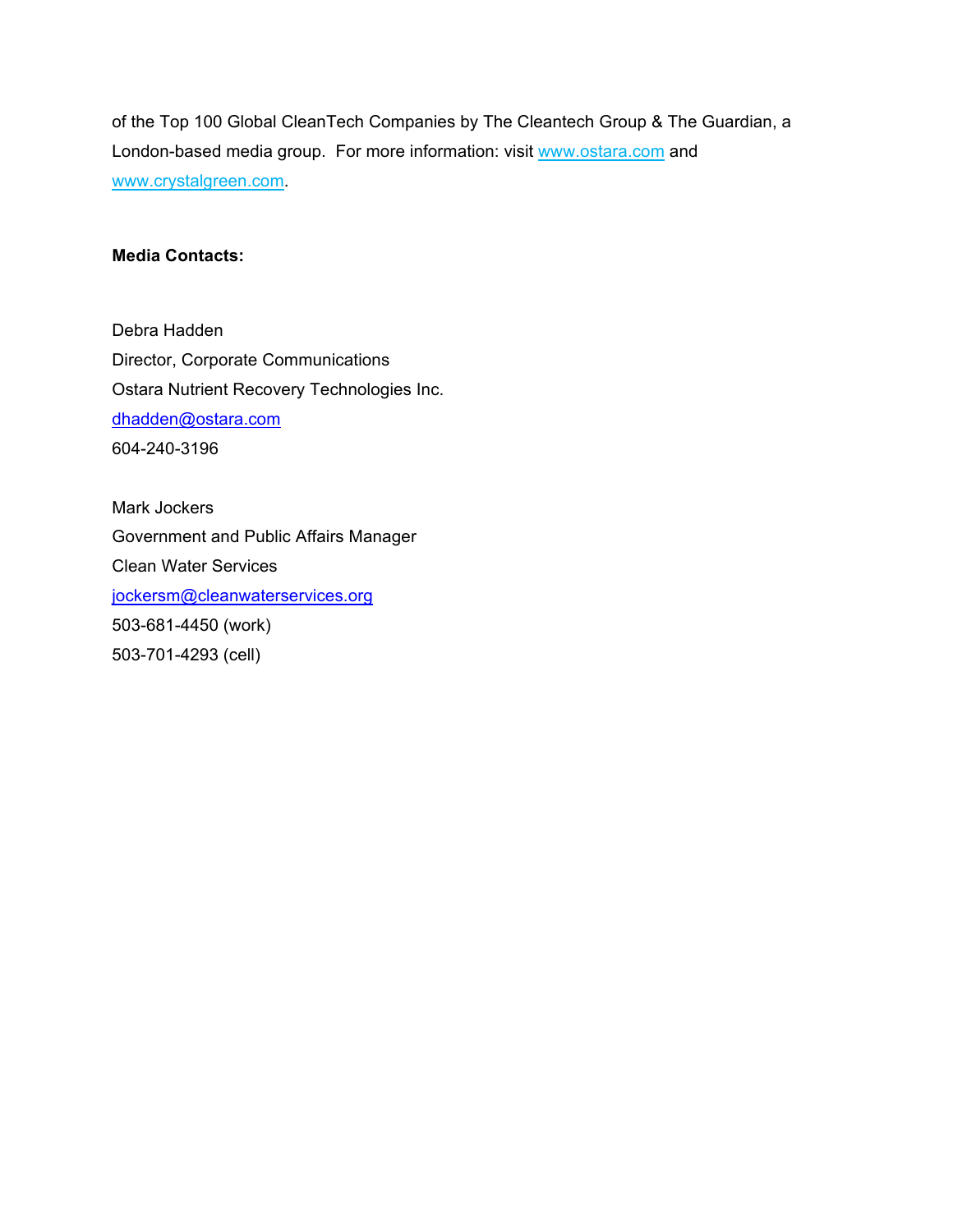of the Top 100 Global CleanTech Companies by The Cleantech Group & The Guardian, a London-based media group.  For more information: visit www.ostara.com and www.crystalgreen.com.

**Media Contacts:**

Debra Hadden
Director, Corporate Communications
Ostara Nutrient Recovery Technologies Inc.
dhadden@ostara.com
604-240-3196

Mark Jockers
Government and Public Affairs Manager
Clean Water Services
jockersm@cleanwaterservices.org
503-681-4450 (work)
503-701-4293 (cell)